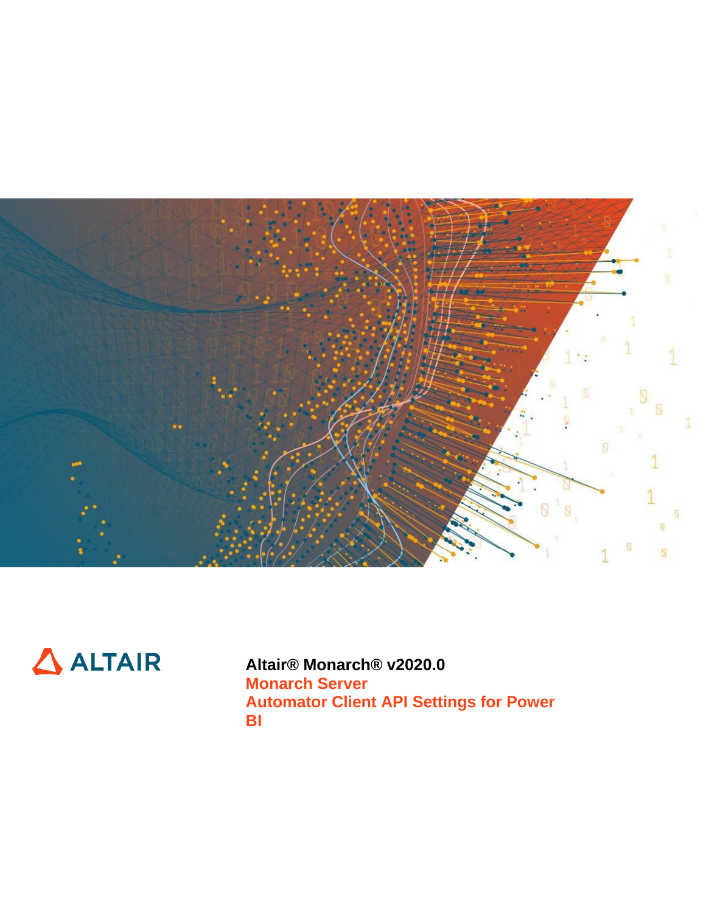ALTAIR

**Altair® Monarch® v2020.0**

**Monarch Server**

**Automator Client API Settings for Power BI**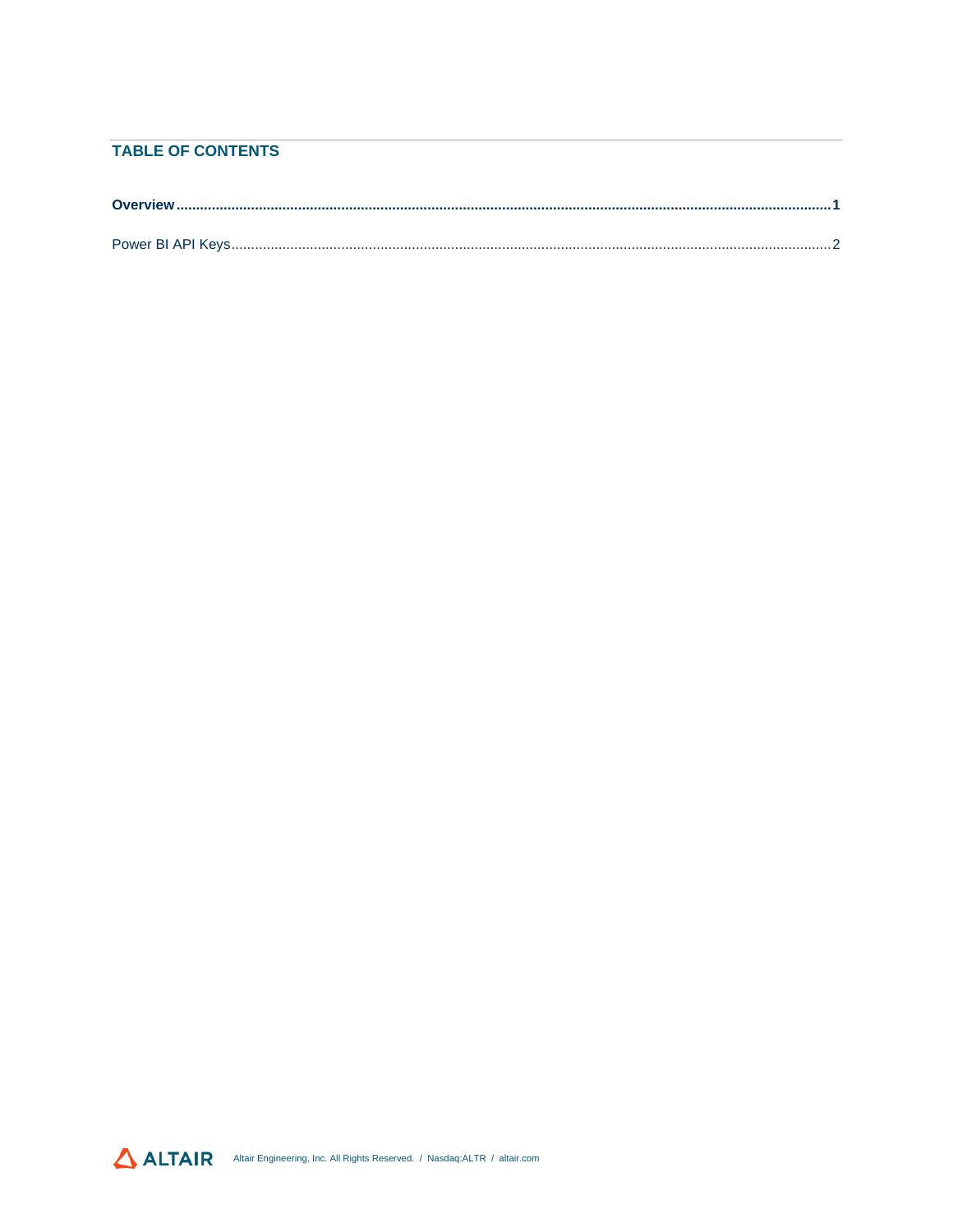## TABLE OF CONTENTS

**Overview....................................................................................................................................................1**

Power BI API Keys........................................................................................................................................2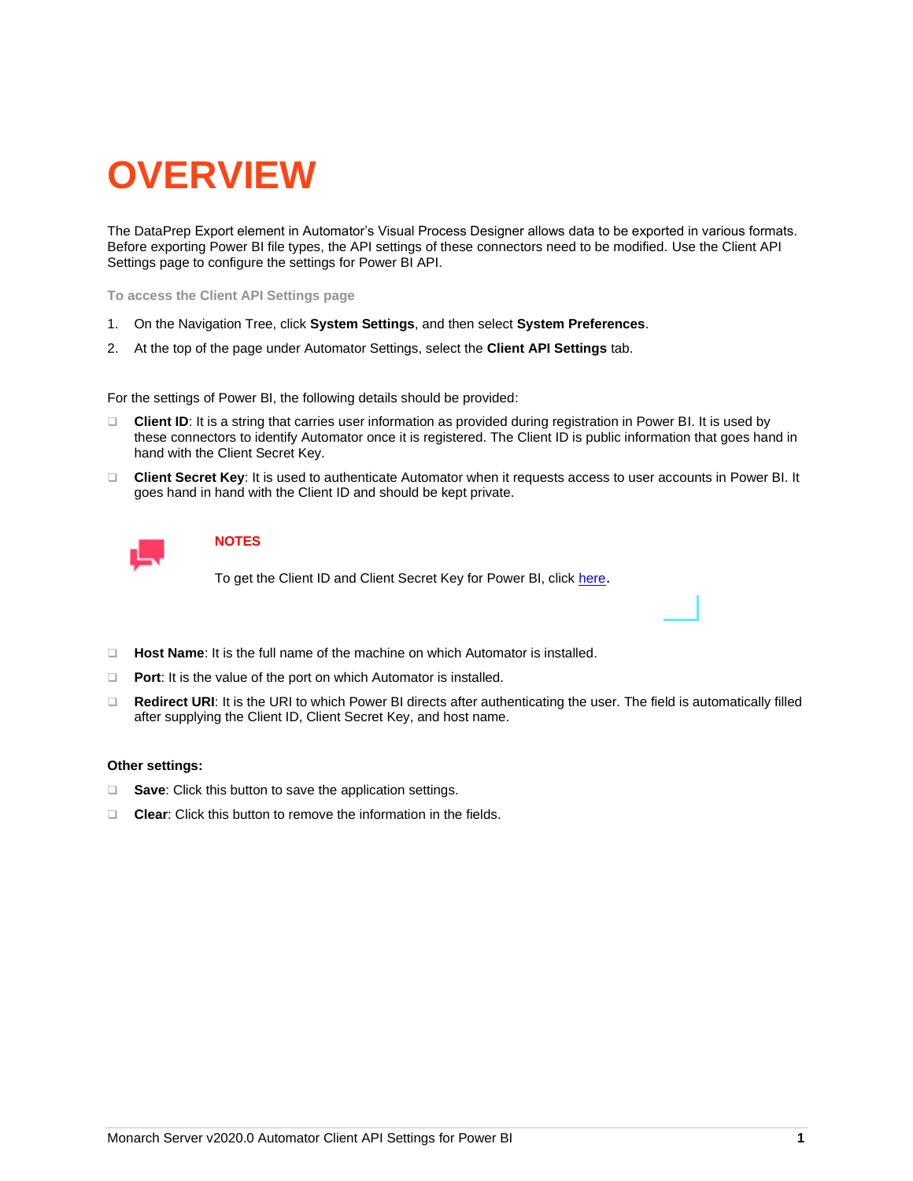# OVERVIEW

The DataPrep Export element in Automator's Visual Process Designer allows data to be exported in various formats. Before exporting Power BI file types, the API settings of these connectors need to be modified. Use the Client API Settings page to configure the settings for Power BI API.

### To access the Client API Settings page

1. On the Navigation Tree, click **System Settings**, and then select **System Preferences**.
2. At the top of the page under Automator Settings, select the **Client API Settings** tab.

For the settings of Power BI, the following details should be provided:

- **Client ID**: It is a string that carries user information as provided during registration in Power BI. It is used by these connectors to identify Automator once it is registered. The Client ID is public information that goes hand in hand with the Client Secret Key.
- **Client Secret Key**: It is used to authenticate Automator when it requests access to user accounts in Power BI. It goes hand in hand with the Client ID and should be kept private.

**NOTES**

To get the Client ID and Client Secret Key for Power BI, click here.

- **Host Name**: It is the full name of the machine on which Automator is installed.
- **Port**: It is the value of the port on which Automator is installed.
- **Redirect URI**: It is the URI to which Power BI directs after authenticating the user. The field is automatically filled after supplying the Client ID, Client Secret Key, and host name.

**Other settings:**

- **Save**: Click this button to save the application settings.
- **Clear**: Click this button to remove the information in the fields.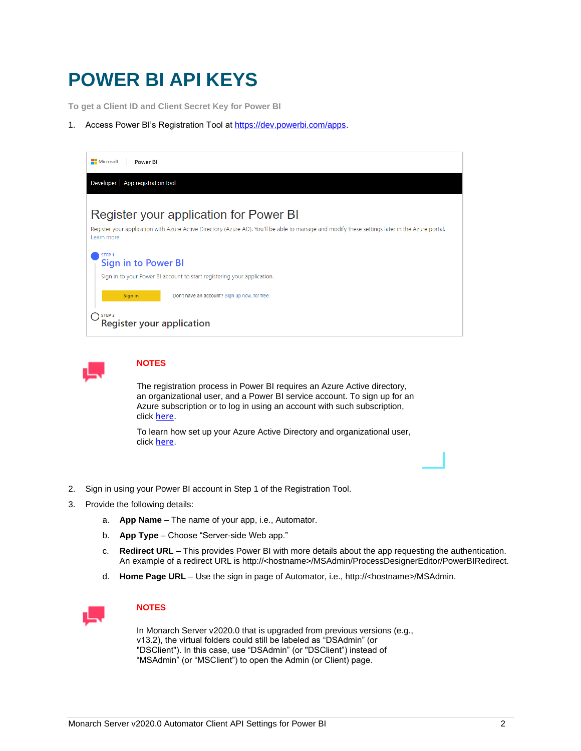# POWER BI API KEYS

**To get a Client ID and Client Secret Key for Power BI**

1. Access Power BI's Registration Tool at https://dev.powerbi.com/apps.

**NOTES**

The registration process in Power BI requires an Azure Active directory, an organizational user, and a Power BI service account. To sign up for an Azure subscription or to log in using an account with such subscription, click here.

To learn how set up your Azure Active Directory and organizational user, click here.

2. Sign in using your Power BI account in Step 1 of the Registration Tool.
3. Provide the following details:
   a. **App Name** – The name of your app, i.e., Automator.
   b. **App Type** – Choose "Server-side Web app."
   c. **Redirect URL** – This provides Power BI with more details about the app requesting the authentication. An example of a redirect URL is http://<hostname>/MSAdmin/ProcessDesignerEditor/PowerBIRedirect.
   d. **Home Page URL** – Use the sign in page of Automator, i.e., http://<hostname>/MSAdmin.

**NOTES**

In Monarch Server v2020.0 that is upgraded from previous versions (e.g., v13.2), the virtual folders could still be labeled as "DSAdmin" (or "DSClient"). In this case, use "DSAdmin" (or "DSClient") instead of "MSAdmin" (or "MSClient") to open the Admin (or Client) page.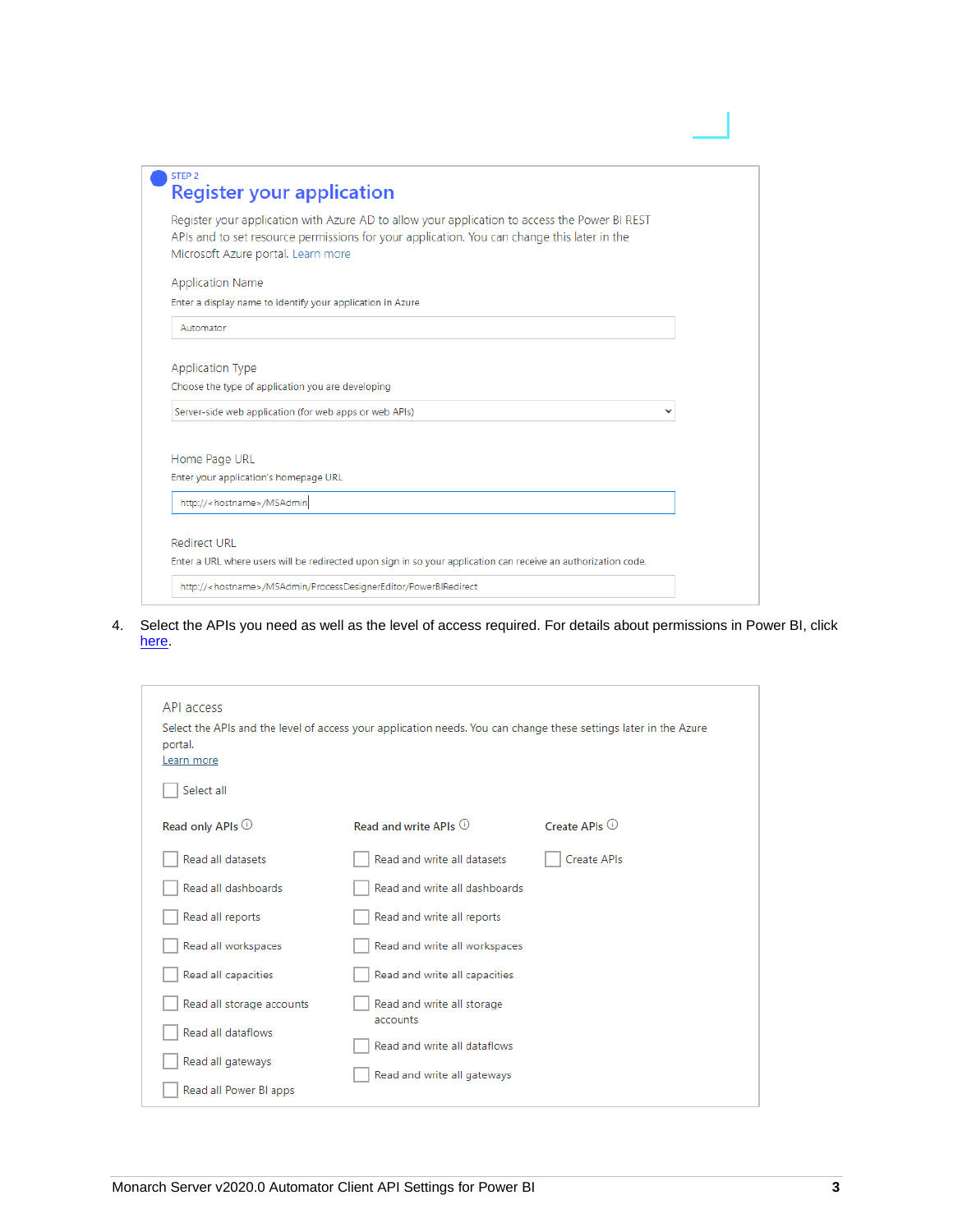STEP 2

## Register your application

Register your application with Azure AD to allow your application to access the Power BI REST APIs and to set resource permissions for your application. You can change this later in the Microsoft Azure portal. Learn more

Application Name

Enter a display name to identify your application in Azure

Automator

Application Type

Choose the type of application you are developing

Server-side web application (for web apps or web APIs)

Home Page URL

Enter your application's homepage URL

http://<hostname>/MSAdmin

Redirect URL

Enter a URL where users will be redirected upon sign in so your application can receive an authorization code.

http://<hostname>/MSAdmin/ProcessDesignerEditor/PowerBIRedirect

4. Select the APIs you need as well as the level of access required. For details about permissions in Power BI, click [here](#).

API access

Select the APIs and the level of access your application needs. You can change these settings later in the Azure portal.

[Learn more](#)

- [ ] Select all

| Read only APIs | Read and write APIs | Create APIs |
|---|---|---|
| [ ] Read all datasets | [ ] Read and write all datasets | [ ] Create APIs |
| [ ] Read all dashboards | [ ] Read and write all dashboards | |
| [ ] Read all reports | [ ] Read and write all reports | |
| [ ] Read all workspaces | [ ] Read and write all workspaces | |
| [ ] Read all capacities | [ ] Read and write all capacities | |
| [ ] Read all storage accounts | [ ] Read and write all storage accounts | |
| [ ] Read all dataflows | [ ] Read and write all dataflows | |
| [ ] Read all gateways | [ ] Read and write all gateways | |
| [ ] Read all Power BI apps | | |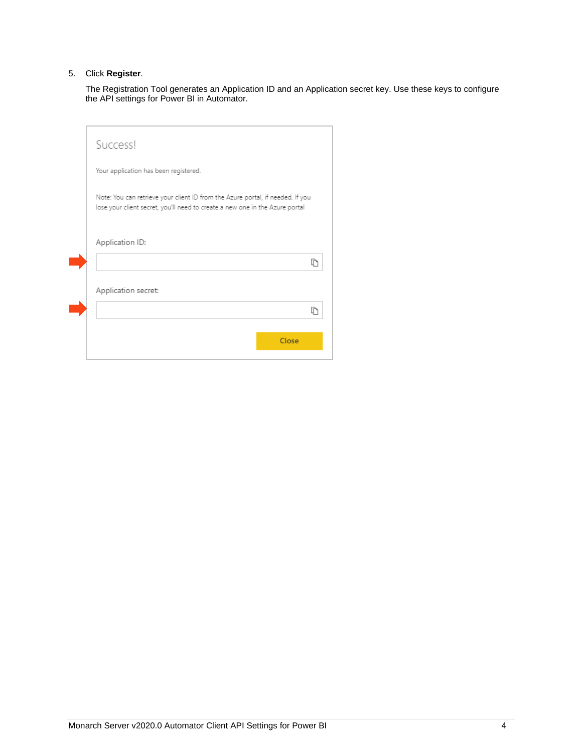5. Click **Register**.

   The Registration Tool generates an Application ID and an Application secret key. Use these keys to configure the API settings for Power BI in Automator.

Success!

Your application has been registered.

Note: You can retrieve your client ID from the Azure portal, if needed. If you lose your client secret, you'll need to create a new one in the Azure portal

Application ID:

Application secret:

Close